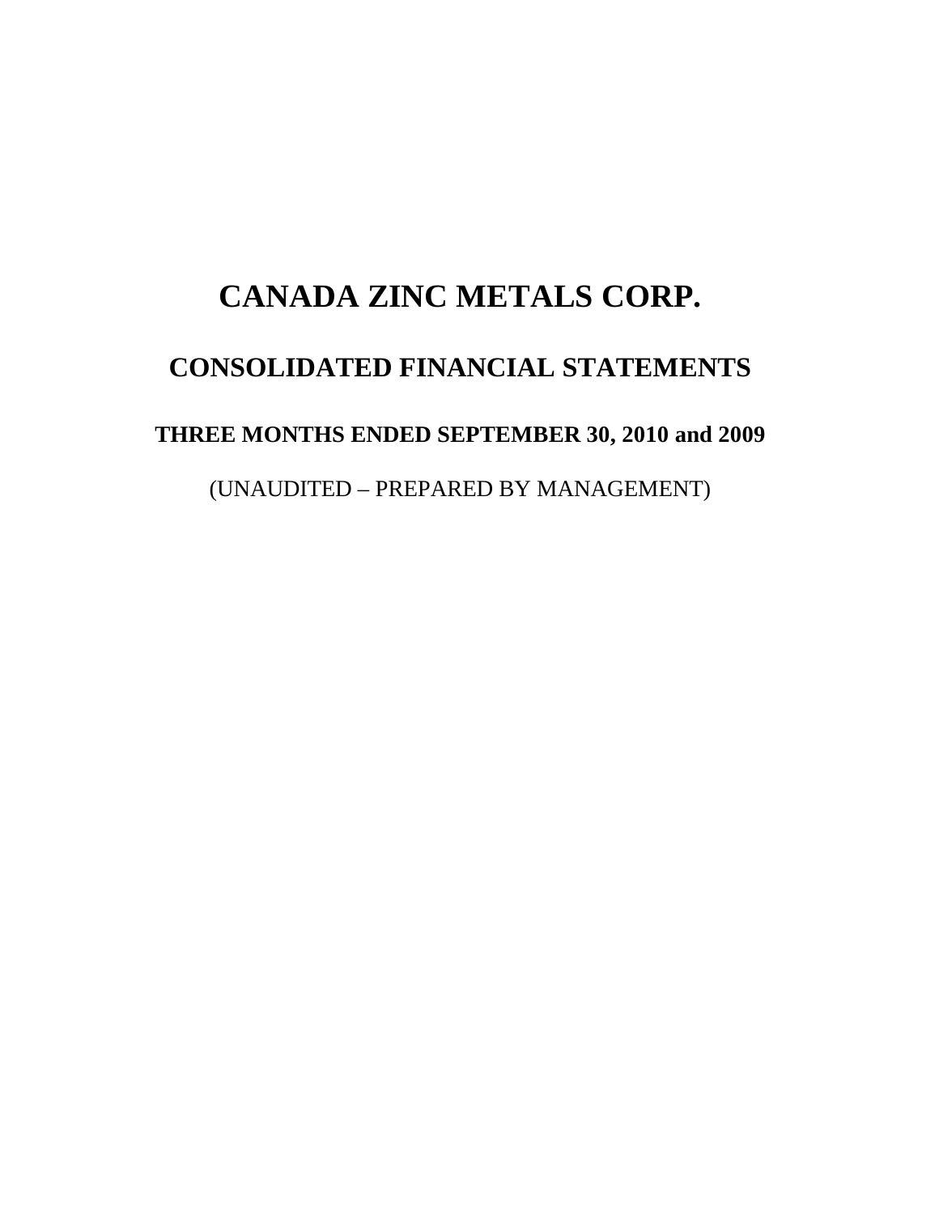# CANADA ZINC METALS CORP.

## CONSOLIDATED FINANCIAL STATEMENTS

### THREE MONTHS ENDED SEPTEMBER 30, 2010 and 2009

(UNAUDITED – PREPARED BY MANAGEMENT)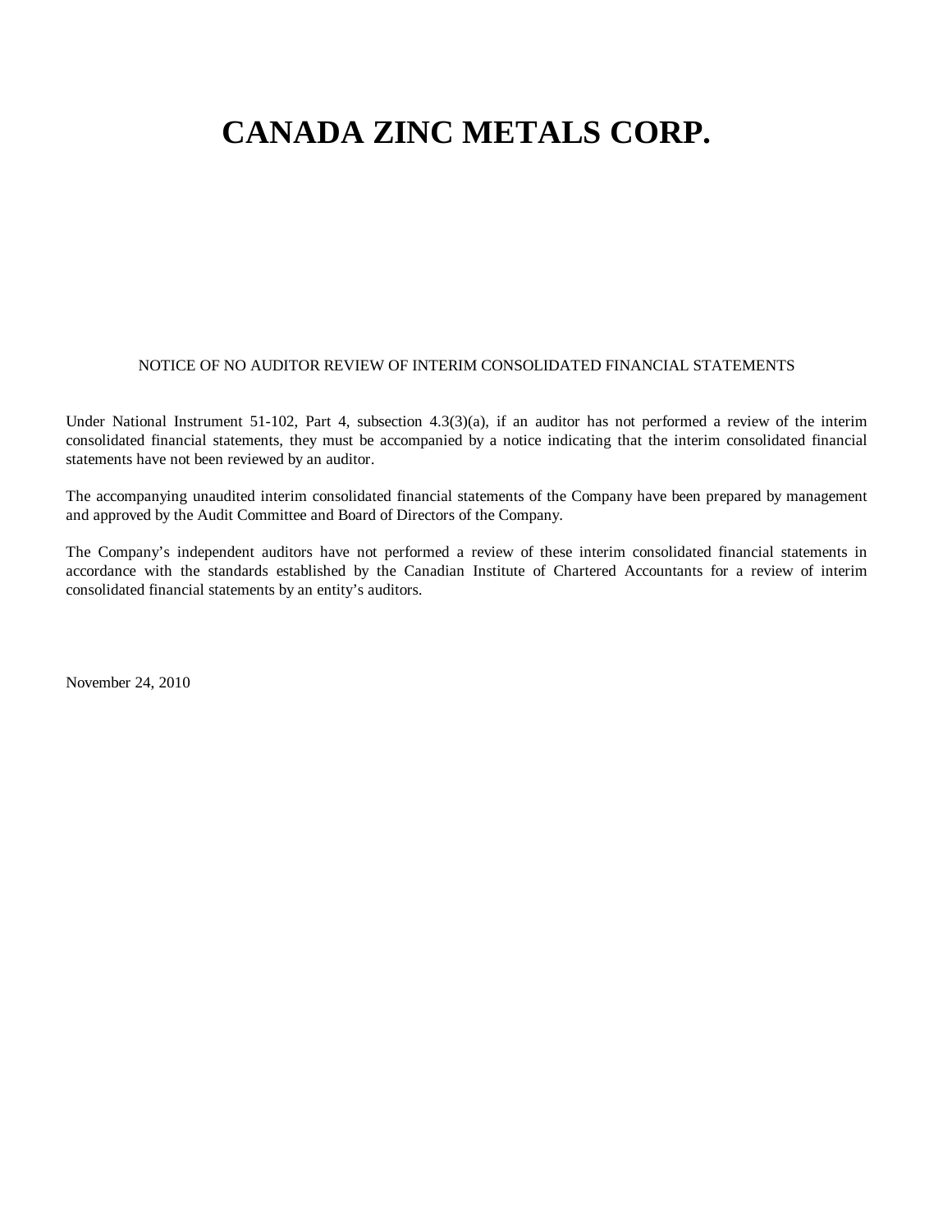# CANADA ZINC METALS CORP.

NOTICE OF NO AUDITOR REVIEW OF INTERIM CONSOLIDATED FINANCIAL STATEMENTS

Under National Instrument 51-102, Part 4, subsection 4.3(3)(a), if an auditor has not performed a review of the interim consolidated financial statements, they must be accompanied by a notice indicating that the interim consolidated financial statements have not been reviewed by an auditor.

The accompanying unaudited interim consolidated financial statements of the Company have been prepared by management and approved by the Audit Committee and Board of Directors of the Company.

The Company's independent auditors have not performed a review of these interim consolidated financial statements in accordance with the standards established by the Canadian Institute of Chartered Accountants for a review of interim consolidated financial statements by an entity's auditors.

November 24, 2010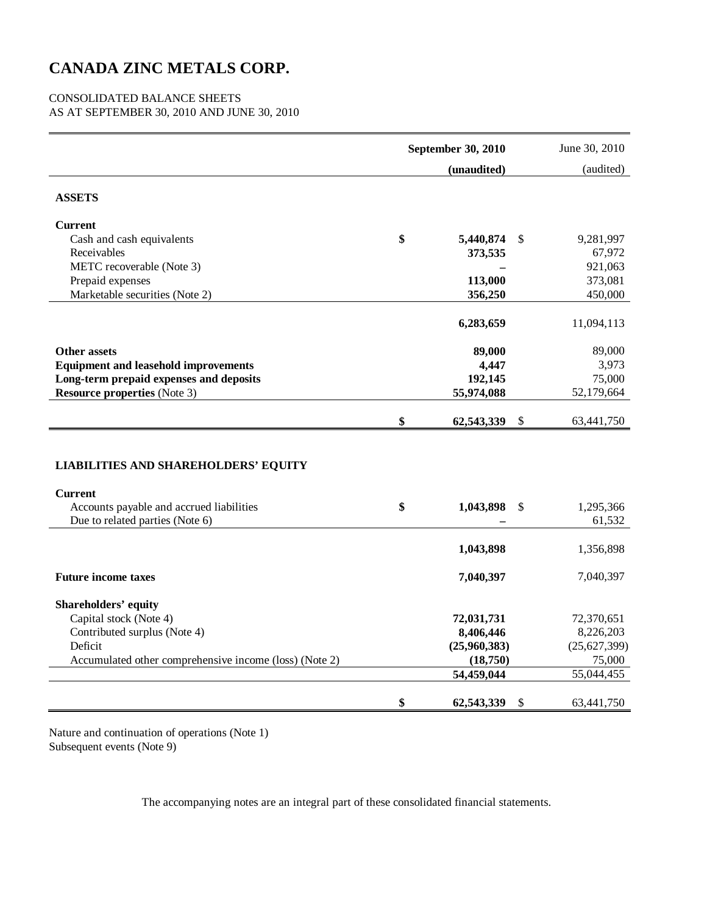# CANADA ZINC METALS CORP.

CONSOLIDATED BALANCE SHEETS
AS AT SEPTEMBER 30, 2010 AND JUNE 30, 2010

| | **September 30, 2010** | June 30, 2010 |
|---|---|---|
| | **(unaudited)** | (audited) |
| **ASSETS** | | |
| **Current** | | |
| Cash and cash equivalents | **$ 5,440,874** | $ 9,281,997 |
| Receivables | **373,535** | 67,972 |
| METC recoverable (Note 3) | **–** | 921,063 |
| Prepaid expenses | **113,000** | 373,081 |
| Marketable securities (Note 2) | **356,250** | 450,000 |
| | **6,283,659** | 11,094,113 |
| **Other assets** | **89,000** | 89,000 |
| **Equipment and leasehold improvements** | **4,447** | 3,973 |
| **Long-term prepaid expenses and deposits** | **192,145** | 75,000 |
| **Resource properties** (Note 3) | **55,974,088** | 52,179,664 |
| | **$ 62,543,339** | $ 63,441,750 |
| **LIABILITIES AND SHAREHOLDERS' EQUITY** | | |
| **Current** | | |
| Accounts payable and accrued liabilities | **$ 1,043,898** | $ 1,295,366 |
| Due to related parties (Note 6) | **–** | 61,532 |
| | **1,043,898** | 1,356,898 |
| **Future income taxes** | **7,040,397** | 7,040,397 |
| **Shareholders' equity** | | |
| Capital stock (Note 4) | **72,031,731** | 72,370,651 |
| Contributed surplus (Note 4) | **8,406,446** | 8,226,203 |
| Deficit | **(25,960,383)** | (25,627,399) |
| Accumulated other comprehensive income (loss) (Note 2) | **(18,750)** | 75,000 |
| | **54,459,044** | 55,044,455 |
| | **$ 62,543,339** | $ 63,441,750 |

Nature and continuation of operations (Note 1)
Subsequent events (Note 9)

The accompanying notes are an integral part of these consolidated financial statements.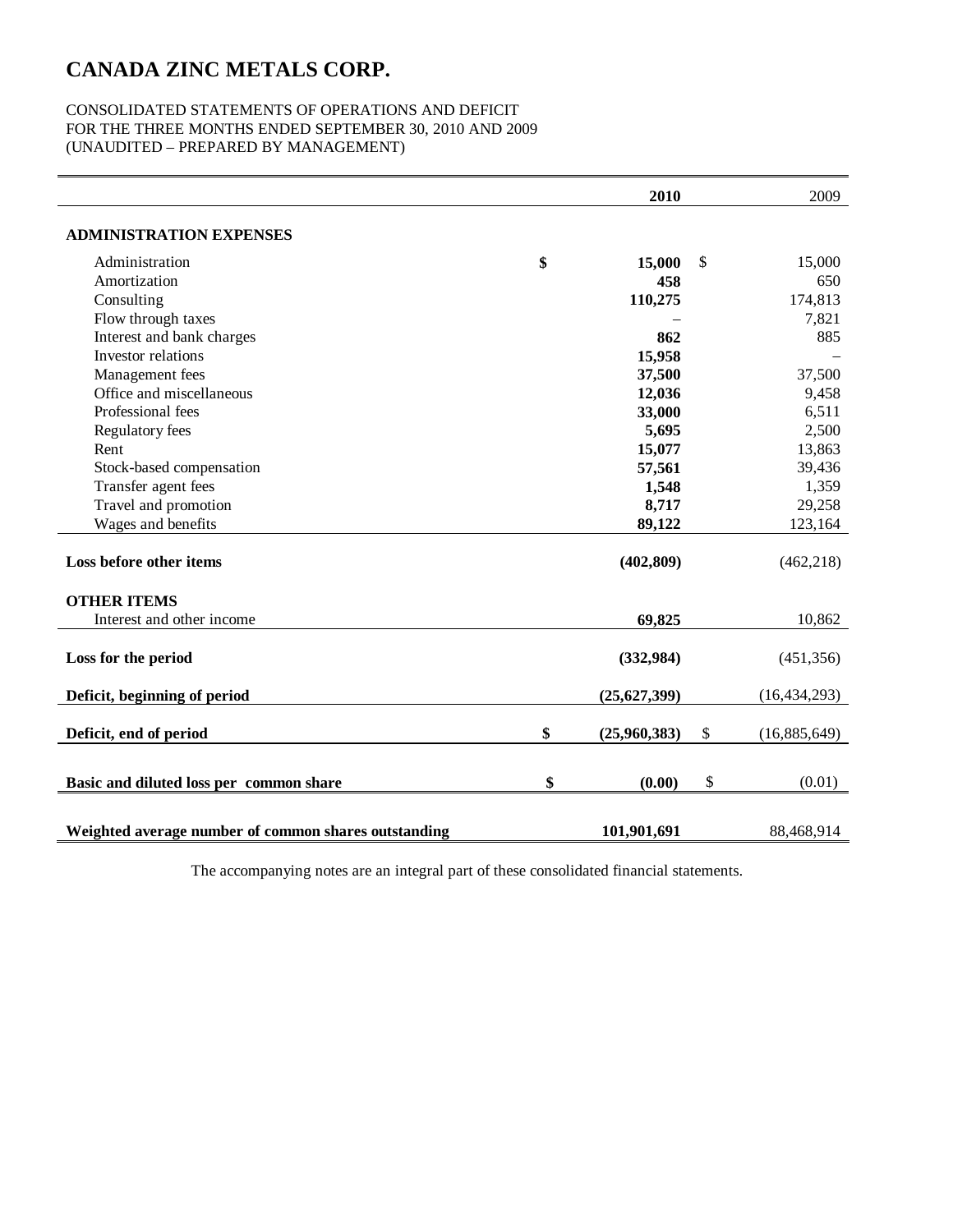# CANADA ZINC METALS CORP.

CONSOLIDATED STATEMENTS OF OPERATIONS AND DEFICIT
FOR THE THREE MONTHS ENDED SEPTEMBER 30, 2010 AND 2009
(UNAUDITED – PREPARED BY MANAGEMENT)

| | 2010 | 2009 |
|---|---|---|
| **ADMINISTRATION EXPENSES** | | |
| Administration | **$ 15,000** | $ 15,000 |
| Amortization | **458** | 650 |
| Consulting | **110,275** | 174,813 |
| Flow through taxes | – | 7,821 |
| Interest and bank charges | **862** | 885 |
| Investor relations | **15,958** | – |
| Management fees | **37,500** | 37,500 |
| Office and miscellaneous | **12,036** | 9,458 |
| Professional fees | **33,000** | 6,511 |
| Regulatory fees | **5,695** | 2,500 |
| Rent | **15,077** | 13,863 |
| Stock-based compensation | **57,561** | 39,436 |
| Transfer agent fees | **1,548** | 1,359 |
| Travel and promotion | **8,717** | 29,258 |
| Wages and benefits | **89,122** | 123,164 |
| **Loss before other items** | **(402,809)** | (462,218) |
| **OTHER ITEMS** | | |
| Interest and other income | **69,825** | 10,862 |
| **Loss for the period** | **(332,984)** | (451,356) |
| **Deficit, beginning of period** | **(25,627,399)** | (16,434,293) |
| **Deficit, end of period** | **$ (25,960,383)** | $ (16,885,649) |
| **Basic and diluted loss per common share** | **$ (0.00)** | $ (0.01) |
| **Weighted average number of common shares outstanding** | **101,901,691** | 88,468,914 |

The accompanying notes are an integral part of these consolidated financial statements.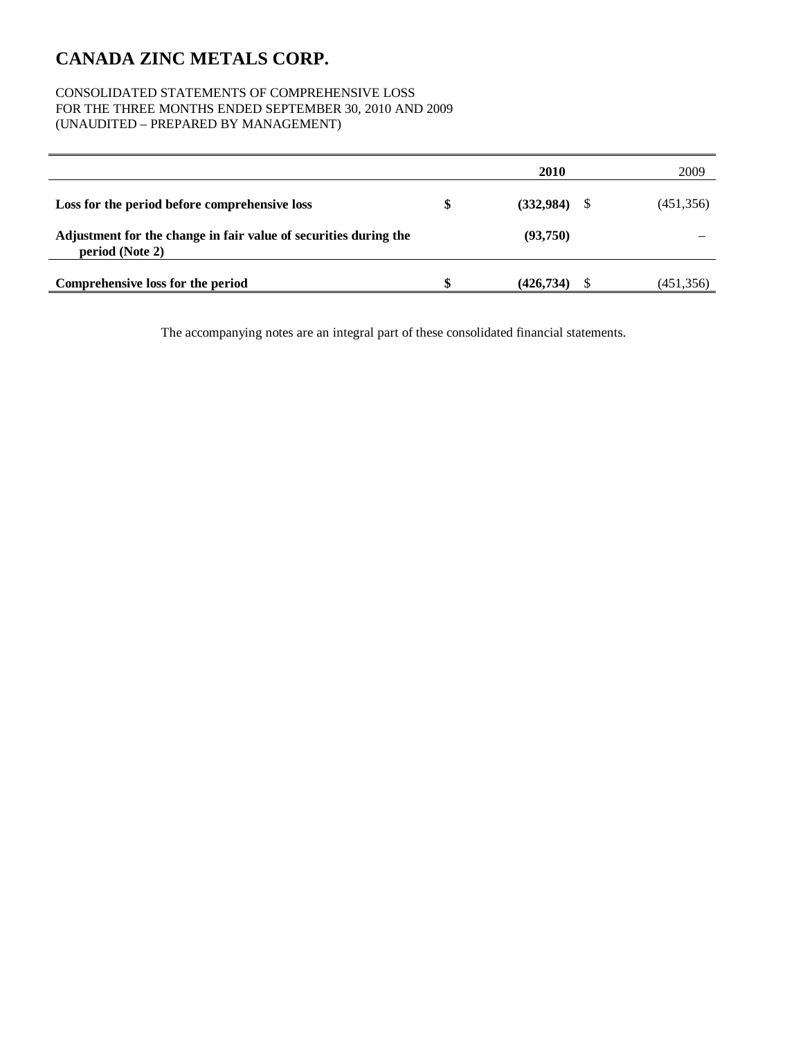# CANADA ZINC METALS CORP.

CONSOLIDATED STATEMENTS OF COMPREHENSIVE LOSS
FOR THE THREE MONTHS ENDED SEPTEMBER 30, 2010 AND 2009
(UNAUDITED – PREPARED BY MANAGEMENT)

| | | **2010** | | 2009 |
|---|---|---|---|---|
| **Loss for the period before comprehensive loss** | **$** | **(332,984)** | $ | (451,356) |
| **Adjustment for the change in fair value of securities during the period (Note 2)** | | **(93,750)** | | – |
| **Comprehensive loss for the period** | **$** | **(426,734)** | $ | (451,356) |

The accompanying notes are an integral part of these consolidated financial statements.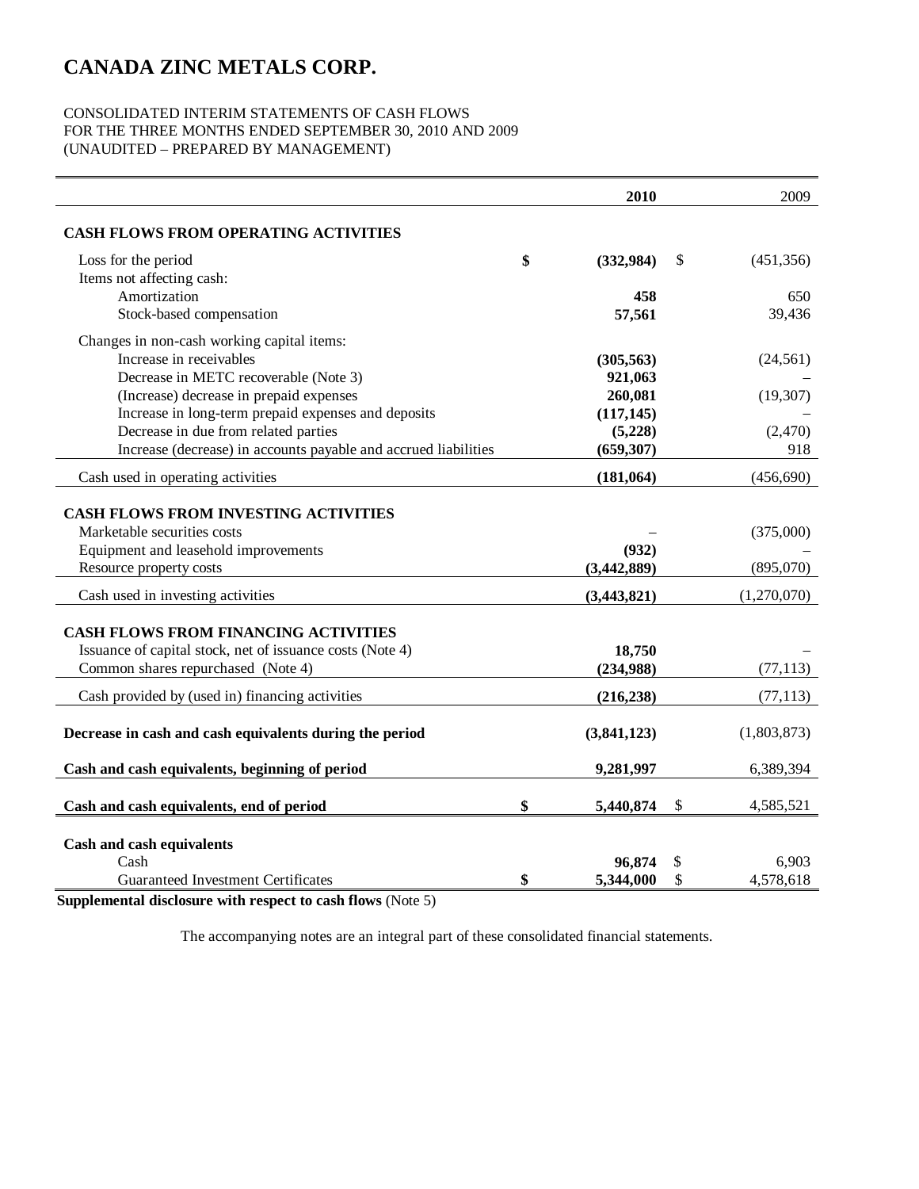# CANADA ZINC METALS CORP.

CONSOLIDATED INTERIM STATEMENTS OF CASH FLOWS
FOR THE THREE MONTHS ENDED SEPTEMBER 30, 2010 AND 2009
(UNAUDITED – PREPARED BY MANAGEMENT)

| | 2010 | 2009 |
|---|---|---|
| **CASH FLOWS FROM OPERATING ACTIVITIES** | | |
| Loss for the period | $ (332,984) | $ (451,356) |
| Items not affecting cash: | | |
| Amortization | 458 | 650 |
| Stock-based compensation | 57,561 | 39,436 |
| Changes in non-cash working capital items: | | |
| Increase in receivables | (305,563) | (24,561) |
| Decrease in METC recoverable (Note 3) | 921,063 | – |
| (Increase) decrease in prepaid expenses | 260,081 | (19,307) |
| Increase in long-term prepaid expenses and deposits | (117,145) | – |
| Decrease in due from related parties | (5,228) | (2,470) |
| Increase (decrease) in accounts payable and accrued liabilities | (659,307) | 918 |
| Cash used in operating activities | (181,064) | (456,690) |
| **CASH FLOWS FROM INVESTING ACTIVITIES** | | |
| Marketable securities costs | – | (375,000) |
| Equipment and leasehold improvements | (932) | – |
| Resource property costs | (3,442,889) | (895,070) |
| Cash used in investing activities | (3,443,821) | (1,270,070) |
| **CASH FLOWS FROM FINANCING ACTIVITIES** | | |
| Issuance of capital stock, net of issuance costs (Note 4) | 18,750 | – |
| Common shares repurchased (Note 4) | (234,988) | (77,113) |
| Cash provided by (used in) financing activities | (216,238) | (77,113) |
| **Decrease in cash and cash equivalents during the period** | (3,841,123) | (1,803,873) |
| **Cash and cash equivalents, beginning of period** | 9,281,997 | 6,389,394 |
| **Cash and cash equivalents, end of period** | $ 5,440,874 | $ 4,585,521 |
| **Cash and cash equivalents** | | |
| Cash | 96,874 | $ 6,903 |
| Guaranteed Investment Certificates | $ 5,344,000 | $ 4,578,618 |

**Supplemental disclosure with respect to cash flows** (Note 5)

The accompanying notes are an integral part of these consolidated financial statements.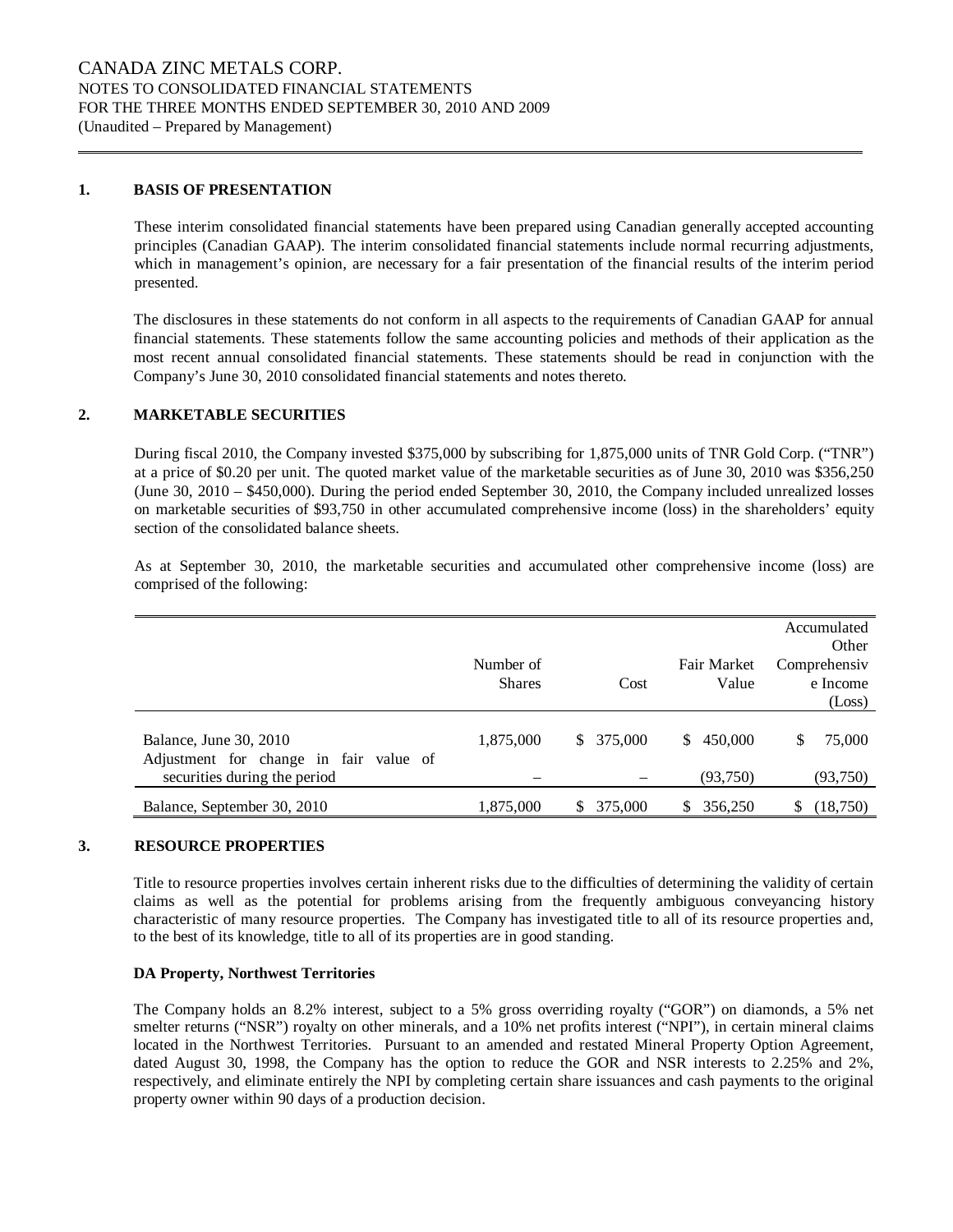CANADA ZINC METALS CORP.
NOTES TO CONSOLIDATED FINANCIAL STATEMENTS
FOR THE THREE MONTHS ENDED SEPTEMBER 30, 2010 AND 2009
(Unaudited – Prepared by Management)

## 1. BASIS OF PRESENTATION

These interim consolidated financial statements have been prepared using Canadian generally accepted accounting principles (Canadian GAAP). The interim consolidated financial statements include normal recurring adjustments, which in management's opinion, are necessary for a fair presentation of the financial results of the interim period presented.

The disclosures in these statements do not conform in all aspects to the requirements of Canadian GAAP for annual financial statements. These statements follow the same accounting policies and methods of their application as the most recent annual consolidated financial statements. These statements should be read in conjunction with the Company's June 30, 2010 consolidated financial statements and notes thereto.

## 2. MARKETABLE SECURITIES

During fiscal 2010, the Company invested $375,000 by subscribing for 1,875,000 units of TNR Gold Corp. ("TNR") at a price of $0.20 per unit. The quoted market value of the marketable securities as of June 30, 2010 was $356,250 (June 30, 2010 – $450,000). During the period ended September 30, 2010, the Company included unrealized losses on marketable securities of $93,750 in other accumulated comprehensive income (loss) in the shareholders' equity section of the consolidated balance sheets.

As at September 30, 2010, the marketable securities and accumulated other comprehensive income (loss) are comprised of the following:

| | Number of Shares | Cost | Fair Market Value | Accumulated Other Comprehensive Income (Loss) |
|---|---|---|---|---|
| Balance, June 30, 2010 | 1,875,000 | $ 375,000 | $ 450,000 | $ 75,000 |
| Adjustment for change in fair value of securities during the period | – | – | (93,750) | (93,750) |
| Balance, September 30, 2010 | 1,875,000 | $ 375,000 | $ 356,250 | $ (18,750) |

## 3. RESOURCE PROPERTIES

Title to resource properties involves certain inherent risks due to the difficulties of determining the validity of certain claims as well as the potential for problems arising from the frequently ambiguous conveyancing history characteristic of many resource properties. The Company has investigated title to all of its resource properties and, to the best of its knowledge, title to all of its properties are in good standing.

**DA Property, Northwest Territories**

The Company holds an 8.2% interest, subject to a 5% gross overriding royalty ("GOR") on diamonds, a 5% net smelter returns ("NSR") royalty on other minerals, and a 10% net profits interest ("NPI"), in certain mineral claims located in the Northwest Territories. Pursuant to an amended and restated Mineral Property Option Agreement, dated August 30, 1998, the Company has the option to reduce the GOR and NSR interests to 2.25% and 2%, respectively, and eliminate entirely the NPI by completing certain share issuances and cash payments to the original property owner within 90 days of a production decision.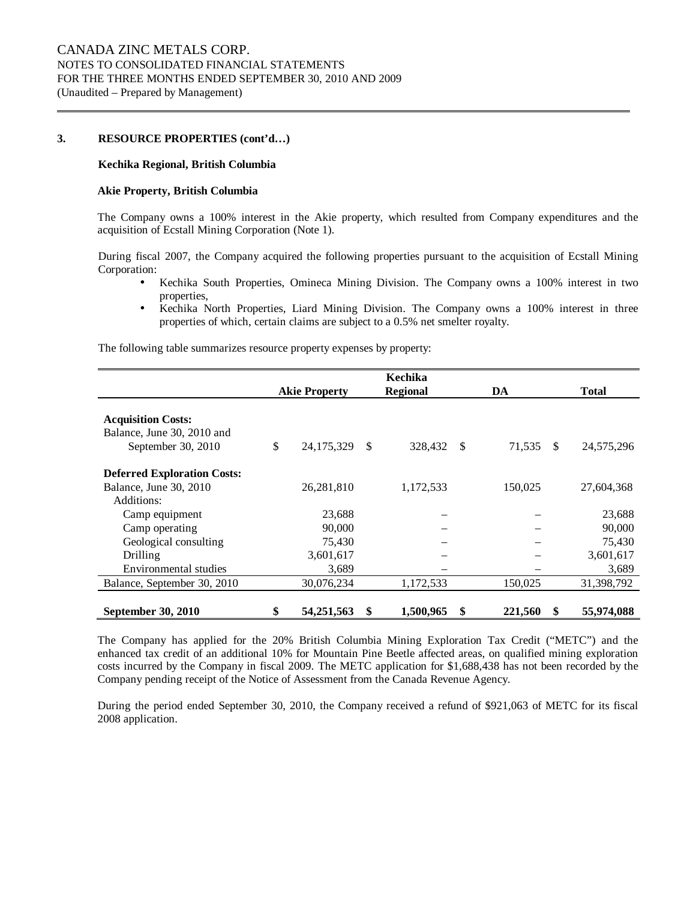### 3. RESOURCE PROPERTIES (cont'd…)

**Kechika Regional, British Columbia**

**Akie Property, British Columbia**

The Company owns a 100% interest in the Akie property, which resulted from Company expenditures and the acquisition of Ecstall Mining Corporation (Note 1).

During fiscal 2007, the Company acquired the following properties pursuant to the acquisition of Ecstall Mining Corporation:

- Kechika South Properties, Omineca Mining Division. The Company owns a 100% interest in two properties,
- Kechika North Properties, Liard Mining Division. The Company owns a 100% interest in three properties of which, certain claims are subject to a 0.5% net smelter royalty.

The following table summarizes resource property expenses by property:

| | Akie Property | Kechika Regional | DA | Total |
|---|---|---|---|---|
| **Acquisition Costs:** | | | | |
| Balance, June 30, 2010 and September 30, 2010 | $ 24,175,329 | $ 328,432 | $ 71,535 | $ 24,575,296 |
| **Deferred Exploration Costs:** | | | | |
| Balance, June 30, 2010 | 26,281,810 | 1,172,533 | 150,025 | 27,604,368 |
| Additions: | | | | |
| Camp equipment | 23,688 | – | – | 23,688 |
| Camp operating | 90,000 | – | – | 90,000 |
| Geological consulting | 75,430 | – | – | 75,430 |
| Drilling | 3,601,617 | – | – | 3,601,617 |
| Environmental studies | 3,689 | – | – | 3,689 |
| Balance, September 30, 2010 | 30,076,234 | 1,172,533 | 150,025 | 31,398,792 |
| **September 30, 2010** | **$ 54,251,563** | **$ 1,500,965** | **$ 221,560** | **$ 55,974,088** |

The Company has applied for the 20% British Columbia Mining Exploration Tax Credit ("METC") and the enhanced tax credit of an additional 10% for Mountain Pine Beetle affected areas, on qualified mining exploration costs incurred by the Company in fiscal 2009. The METC application for $1,688,438 has not been recorded by the Company pending receipt of the Notice of Assessment from the Canada Revenue Agency.

During the period ended September 30, 2010, the Company received a refund of $921,063 of METC for its fiscal 2008 application.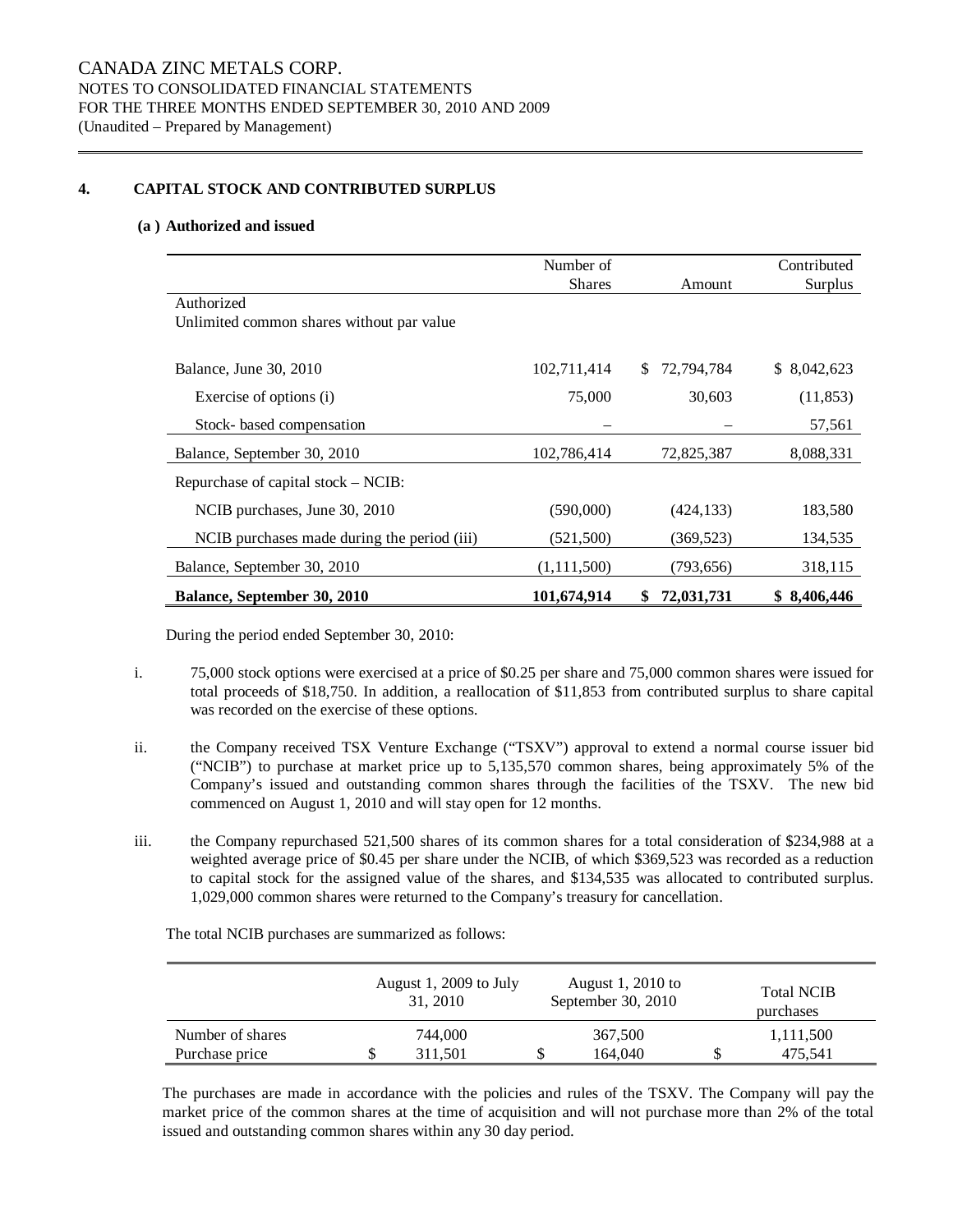CANADA ZINC METALS CORP.
NOTES TO CONSOLIDATED FINANCIAL STATEMENTS
FOR THE THREE MONTHS ENDED SEPTEMBER 30, 2010 AND 2009
(Unaudited – Prepared by Management)

## 4. CAPITAL STOCK AND CONTRIBUTED SURPLUS

### (a) Authorized and issued

| | Number of Shares | Amount | Contributed Surplus |
|---|---|---|---|
| Authorized<br>Unlimited common shares without par value | | | |
| Balance, June 30, 2010 | 102,711,414 | $ 72,794,784 | $ 8,042,623 |
| Exercise of options (i) | 75,000 | 30,603 | (11,853) |
| Stock- based compensation | – | – | 57,561 |
| Balance, September 30, 2010 | 102,786,414 | 72,825,387 | 8,088,331 |
| Repurchase of capital stock – NCIB: | | | |
| NCIB purchases, June 30, 2010 | (590,000) | (424,133) | 183,580 |
| NCIB purchases made during the period (iii) | (521,500) | (369,523) | 134,535 |
| Balance, September 30, 2010 | (1,111,500) | (793,656) | 318,115 |
| **Balance, September 30, 2010** | **101,674,914** | **$ 72,031,731** | **$ 8,406,446** |

During the period ended September 30, 2010:

i. 75,000 stock options were exercised at a price of $0.25 per share and 75,000 common shares were issued for total proceeds of $18,750. In addition, a reallocation of $11,853 from contributed surplus to share capital was recorded on the exercise of these options.

ii. the Company received TSX Venture Exchange ("TSXV") approval to extend a normal course issuer bid ("NCIB") to purchase at market price up to 5,135,570 common shares, being approximately 5% of the Company's issued and outstanding common shares through the facilities of the TSXV. The new bid commenced on August 1, 2010 and will stay open for 12 months.

iii. the Company repurchased 521,500 shares of its common shares for a total consideration of $234,988 at a weighted average price of $0.45 per share under the NCIB, of which $369,523 was recorded as a reduction to capital stock for the assigned value of the shares, and $134,535 was allocated to contributed surplus. 1,029,000 common shares were returned to the Company's treasury for cancellation.

The total NCIB purchases are summarized as follows:

| | August 1, 2009 to July 31, 2010 | August 1, 2010 to September 30, 2010 | Total NCIB purchases |
|---|---|---|---|
| Number of shares | 744,000 | 367,500 | 1,111,500 |
| Purchase price | $ 311,501 | $ 164,040 | $ 475,541 |

The purchases are made in accordance with the policies and rules of the TSXV. The Company will pay the market price of the common shares at the time of acquisition and will not purchase more than 2% of the total issued and outstanding common shares within any 30 day period.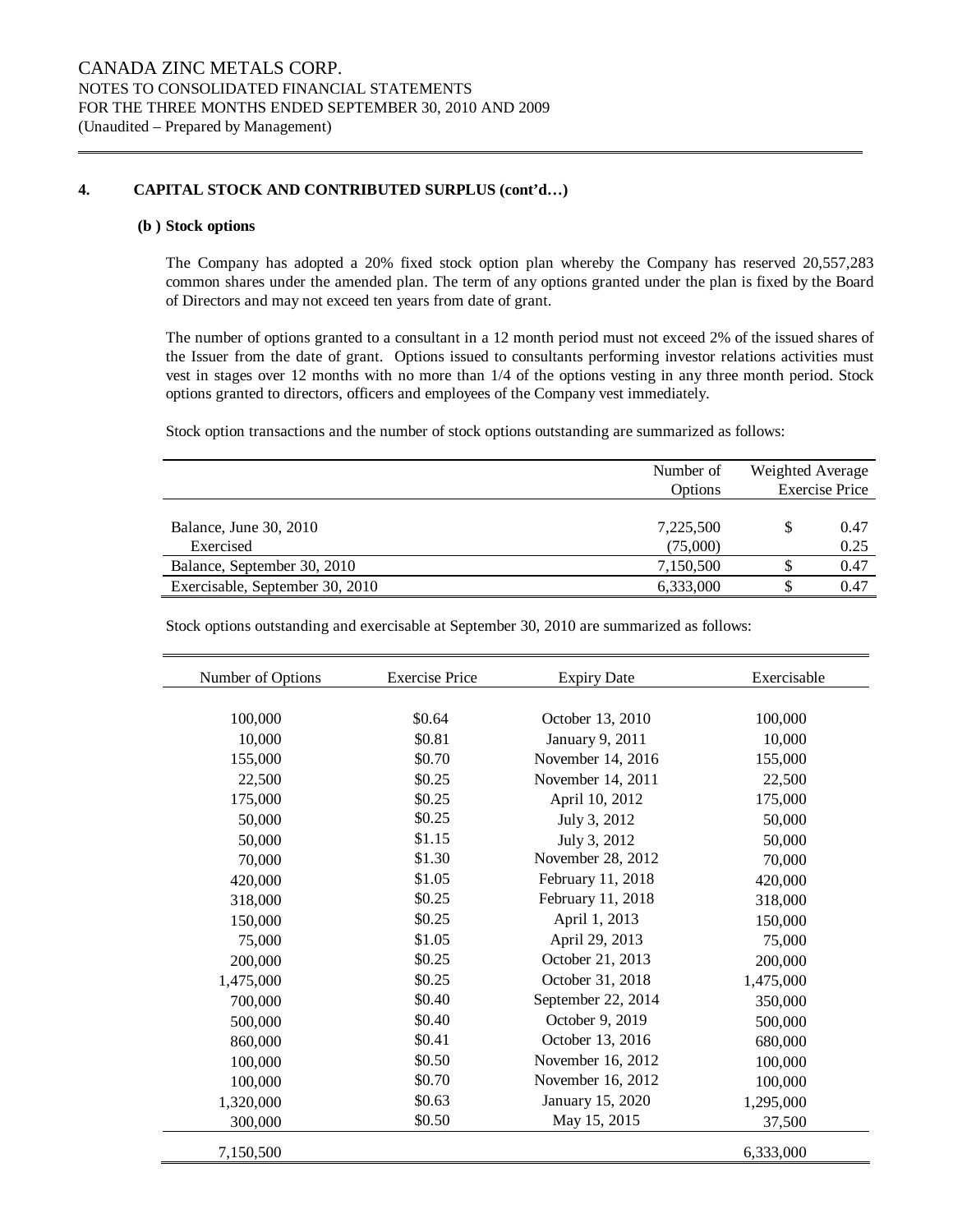CANADA ZINC METALS CORP.
NOTES TO CONSOLIDATED FINANCIAL STATEMENTS
FOR THE THREE MONTHS ENDED SEPTEMBER 30, 2010 AND 2009
(Unaudited – Prepared by Management)

## 4. CAPITAL STOCK AND CONTRIBUTED SURPLUS (cont'd…)

### (b) Stock options

The Company has adopted a 20% fixed stock option plan whereby the Company has reserved 20,557,283 common shares under the amended plan. The term of any options granted under the plan is fixed by the Board of Directors and may not exceed ten years from date of grant.

The number of options granted to a consultant in a 12 month period must not exceed 2% of the issued shares of the Issuer from the date of grant. Options issued to consultants performing investor relations activities must vest in stages over 12 months with no more than 1/4 of the options vesting in any three month period. Stock options granted to directors, officers and employees of the Company vest immediately.

Stock option transactions and the number of stock options outstanding are summarized as follows:

| | Number of Options | Weighted Average Exercise Price |
|---|---|---|
| Balance, June 30, 2010 | 7,225,500 | $ 0.47 |
| Exercised | (75,000) | 0.25 |
| Balance, September 30, 2010 | 7,150,500 | $ 0.47 |
| Exercisable, September 30, 2010 | 6,333,000 | $ 0.47 |

Stock options outstanding and exercisable at September 30, 2010 are summarized as follows:

| Number of Options | Exercise Price | Expiry Date | Exercisable |
|---|---|---|---|
| 100,000 | $0.64 | October 13, 2010 | 100,000 |
| 10,000 | $0.81 | January 9, 2011 | 10,000 |
| 155,000 | $0.70 | November 14, 2016 | 155,000 |
| 22,500 | $0.25 | November 14, 2011 | 22,500 |
| 175,000 | $0.25 | April 10, 2012 | 175,000 |
| 50,000 | $0.25 | July 3, 2012 | 50,000 |
| 50,000 | $1.15 | July 3, 2012 | 50,000 |
| 70,000 | $1.30 | November 28, 2012 | 70,000 |
| 420,000 | $1.05 | February 11, 2018 | 420,000 |
| 318,000 | $0.25 | February 11, 2018 | 318,000 |
| 150,000 | $0.25 | April 1, 2013 | 150,000 |
| 75,000 | $1.05 | April 29, 2013 | 75,000 |
| 200,000 | $0.25 | October 21, 2013 | 200,000 |
| 1,475,000 | $0.25 | October 31, 2018 | 1,475,000 |
| 700,000 | $0.40 | September 22, 2014 | 350,000 |
| 500,000 | $0.40 | October 9, 2019 | 500,000 |
| 860,000 | $0.41 | October 13, 2016 | 680,000 |
| 100,000 | $0.50 | November 16, 2012 | 100,000 |
| 100,000 | $0.70 | November 16, 2012 | 100,000 |
| 1,320,000 | $0.63 | January 15, 2020 | 1,295,000 |
| 300,000 | $0.50 | May 15, 2015 | 37,500 |
| 7,150,500 | | | 6,333,000 |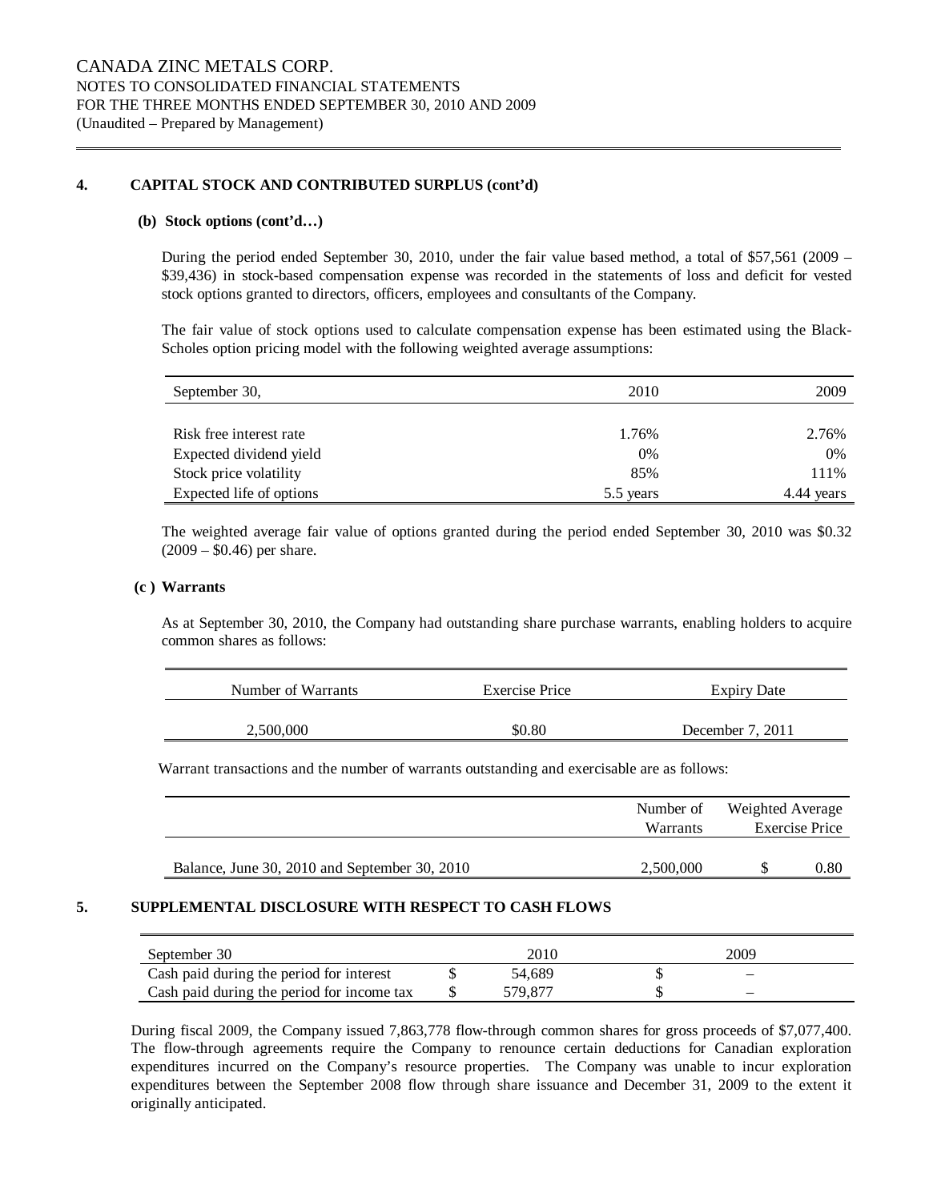CANADA ZINC METALS CORP.
NOTES TO CONSOLIDATED FINANCIAL STATEMENTS
FOR THE THREE MONTHS ENDED SEPTEMBER 30, 2010 AND 2009
(Unaudited – Prepared by Management)

## 4. CAPITAL STOCK AND CONTRIBUTED SURPLUS (cont'd)

### (b) Stock options (cont'd…)

During the period ended September 30, 2010, under the fair value based method, a total of $57,561 (2009 – $39,436) in stock-based compensation expense was recorded in the statements of loss and deficit for vested stock options granted to directors, officers, employees and consultants of the Company.

The fair value of stock options used to calculate compensation expense has been estimated using the Black-Scholes option pricing model with the following weighted average assumptions:

| September 30, | 2010 | 2009 |
|---|---|---|
| Risk free interest rate | 1.76% | 2.76% |
| Expected dividend yield | 0% | 0% |
| Stock price volatility | 85% | 111% |
| Expected life of options | 5.5 years | 4.44 years |

The weighted average fair value of options granted during the period ended September 30, 2010 was $0.32 (2009 – $0.46) per share.

### (c) Warrants

As at September 30, 2010, the Company had outstanding share purchase warrants, enabling holders to acquire common shares as follows:

| Number of Warrants | Exercise Price | Expiry Date |
|---|---|---|
| 2,500,000 | $0.80 | December 7, 2011 |

Warrant transactions and the number of warrants outstanding and exercisable are as follows:

| | Number of Warrants | Weighted Average Exercise Price |
|---|---|---|
| Balance, June 30, 2010 and September 30, 2010 | 2,500,000 | $ 0.80 |

## 5. SUPPLEMENTAL DISCLOSURE WITH RESPECT TO CASH FLOWS

| September 30 | 2010 | 2009 |
|---|---|---|
| Cash paid during the period for interest | $ 54,689 | $ – |
| Cash paid during the period for income tax | $ 579,877 | $ – |

During fiscal 2009, the Company issued 7,863,778 flow-through common shares for gross proceeds of $7,077,400. The flow-through agreements require the Company to renounce certain deductions for Canadian exploration expenditures incurred on the Company's resource properties. The Company was unable to incur exploration expenditures between the September 2008 flow through share issuance and December 31, 2009 to the extent it originally anticipated.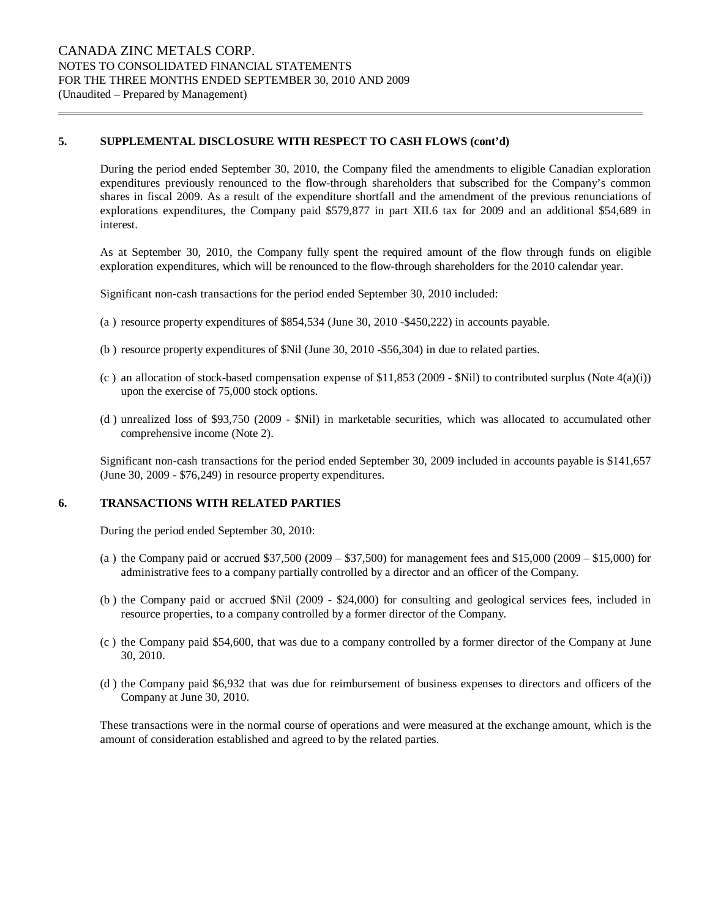## 5. SUPPLEMENTAL DISCLOSURE WITH RESPECT TO CASH FLOWS (cont'd)

During the period ended September 30, 2010, the Company filed the amendments to eligible Canadian exploration expenditures previously renounced to the flow-through shareholders that subscribed for the Company's common shares in fiscal 2009. As a result of the expenditure shortfall and the amendment of the previous renunciations of explorations expenditures, the Company paid $579,877 in part XII.6 tax for 2009 and an additional $54,689 in interest.

As at September 30, 2010, the Company fully spent the required amount of the flow through funds on eligible exploration expenditures, which will be renounced to the flow-through shareholders for the 2010 calendar year.

Significant non-cash transactions for the period ended September 30, 2010 included:

(a) resource property expenditures of $854,534 (June 30, 2010 -$450,222) in accounts payable.

(b) resource property expenditures of $Nil (June 30, 2010 -$56,304) in due to related parties.

(c) an allocation of stock-based compensation expense of $11,853 (2009 - $Nil) to contributed surplus (Note 4(a)(i)) upon the exercise of 75,000 stock options.

(d) unrealized loss of $93,750 (2009 - $Nil) in marketable securities, which was allocated to accumulated other comprehensive income (Note 2).

Significant non-cash transactions for the period ended September 30, 2009 included in accounts payable is $141,657 (June 30, 2009 - $76,249) in resource property expenditures.

## 6. TRANSACTIONS WITH RELATED PARTIES

During the period ended September 30, 2010:

(a) the Company paid or accrued $37,500 (2009 – $37,500) for management fees and $15,000 (2009 – $15,000) for administrative fees to a company partially controlled by a director and an officer of the Company.

(b) the Company paid or accrued $Nil (2009 - $24,000) for consulting and geological services fees, included in resource properties, to a company controlled by a former director of the Company.

(c) the Company paid $54,600, that was due to a company controlled by a former director of the Company at June 30, 2010.

(d) the Company paid $6,932 that was due for reimbursement of business expenses to directors and officers of the Company at June 30, 2010.

These transactions were in the normal course of operations and were measured at the exchange amount, which is the amount of consideration established and agreed to by the related parties.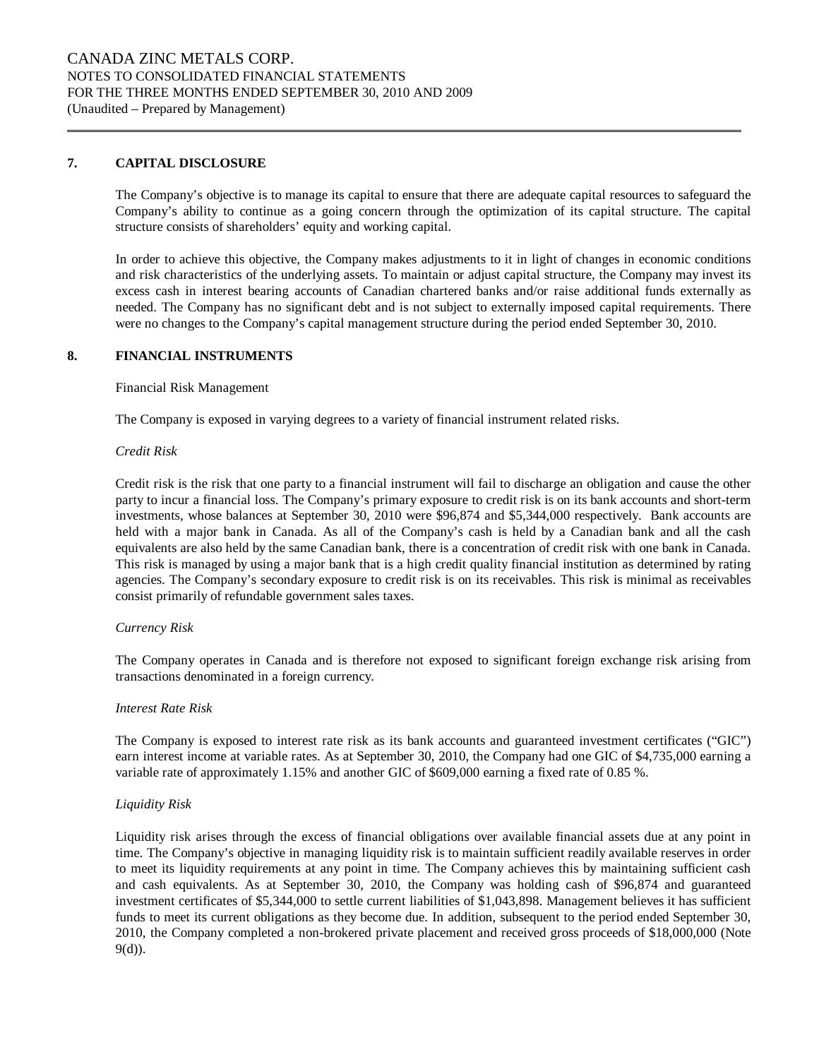## 7. CAPITAL DISCLOSURE

The Company's objective is to manage its capital to ensure that there are adequate capital resources to safeguard the Company's ability to continue as a going concern through the optimization of its capital structure. The capital structure consists of shareholders' equity and working capital.

In order to achieve this objective, the Company makes adjustments to it in light of changes in economic conditions and risk characteristics of the underlying assets. To maintain or adjust capital structure, the Company may invest its excess cash in interest bearing accounts of Canadian chartered banks and/or raise additional funds externally as needed. The Company has no significant debt and is not subject to externally imposed capital requirements. There were no changes to the Company's capital management structure during the period ended September 30, 2010.

## 8. FINANCIAL INSTRUMENTS

Financial Risk Management

The Company is exposed in varying degrees to a variety of financial instrument related risks.

*Credit Risk*

Credit risk is the risk that one party to a financial instrument will fail to discharge an obligation and cause the other party to incur a financial loss. The Company's primary exposure to credit risk is on its bank accounts and short-term investments, whose balances at September 30, 2010 were $96,874 and $5,344,000 respectively. Bank accounts are held with a major bank in Canada. As all of the Company's cash is held by a Canadian bank and all the cash equivalents are also held by the same Canadian bank, there is a concentration of credit risk with one bank in Canada. This risk is managed by using a major bank that is a high credit quality financial institution as determined by rating agencies. The Company's secondary exposure to credit risk is on its receivables. This risk is minimal as receivables consist primarily of refundable government sales taxes.

*Currency Risk*

The Company operates in Canada and is therefore not exposed to significant foreign exchange risk arising from transactions denominated in a foreign currency.

*Interest Rate Risk*

The Company is exposed to interest rate risk as its bank accounts and guaranteed investment certificates ("GIC") earn interest income at variable rates. As at September 30, 2010, the Company had one GIC of $4,735,000 earning a variable rate of approximately 1.15% and another GIC of $609,000 earning a fixed rate of 0.85 %.

*Liquidity Risk*

Liquidity risk arises through the excess of financial obligations over available financial assets due at any point in time. The Company's objective in managing liquidity risk is to maintain sufficient readily available reserves in order to meet its liquidity requirements at any point in time. The Company achieves this by maintaining sufficient cash and cash equivalents. As at September 30, 2010, the Company was holding cash of $96,874 and guaranteed investment certificates of $5,344,000 to settle current liabilities of $1,043,898. Management believes it has sufficient funds to meet its current obligations as they become due. In addition, subsequent to the period ended September 30, 2010, the Company completed a non-brokered private placement and received gross proceeds of $18,000,000 (Note 9(d)).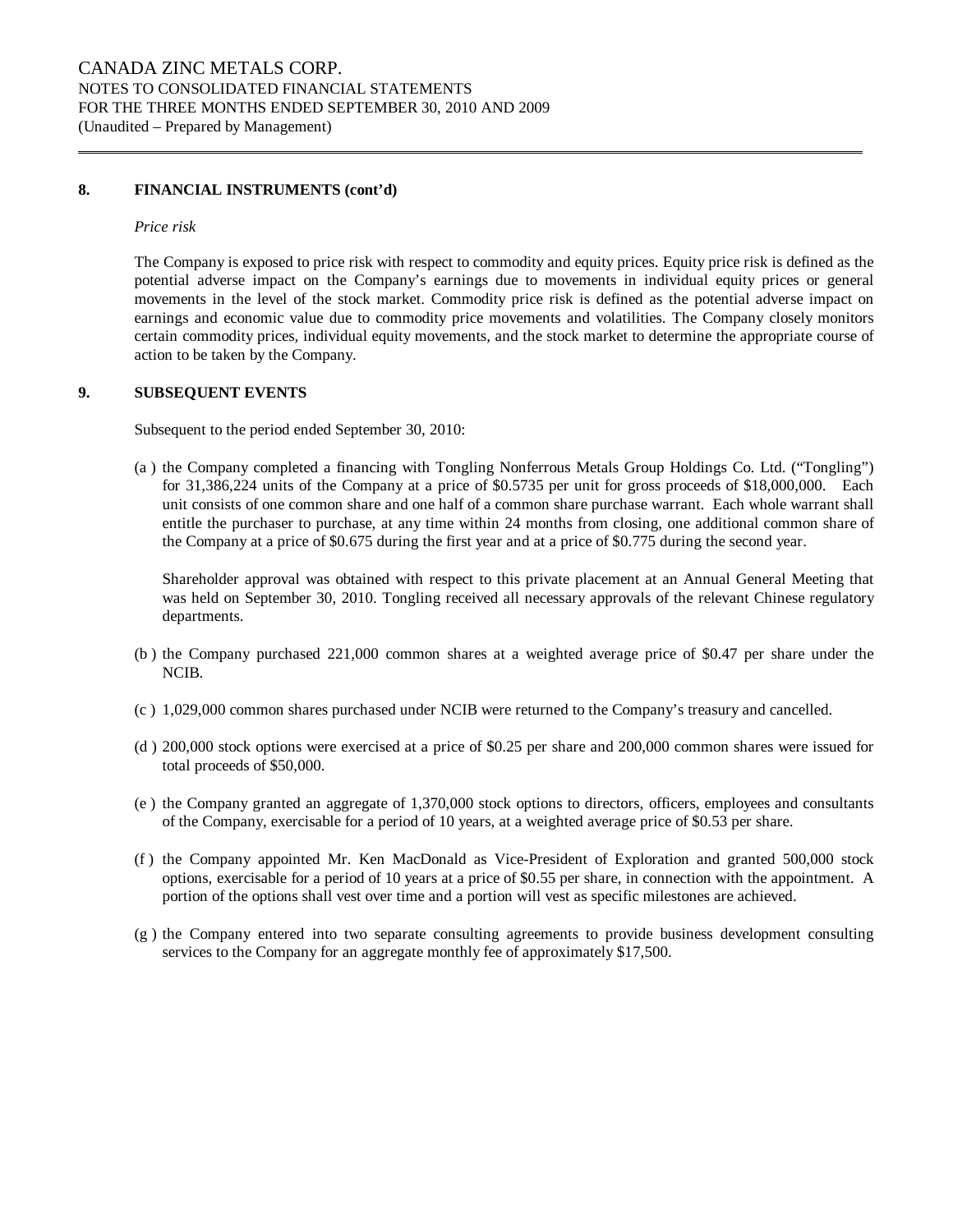## 8. FINANCIAL INSTRUMENTS (cont'd)

*Price risk*

The Company is exposed to price risk with respect to commodity and equity prices. Equity price risk is defined as the potential adverse impact on the Company's earnings due to movements in individual equity prices or general movements in the level of the stock market. Commodity price risk is defined as the potential adverse impact on earnings and economic value due to commodity price movements and volatilities. The Company closely monitors certain commodity prices, individual equity movements, and the stock market to determine the appropriate course of action to be taken by the Company.

## 9. SUBSEQUENT EVENTS

Subsequent to the period ended September 30, 2010:

(a ) the Company completed a financing with Tongling Nonferrous Metals Group Holdings Co. Ltd. ("Tongling") for 31,386,224 units of the Company at a price of $0.5735 per unit for gross proceeds of $18,000,000. Each unit consists of one common share and one half of a common share purchase warrant. Each whole warrant shall entitle the purchaser to purchase, at any time within 24 months from closing, one additional common share of the Company at a price of $0.675 during the first year and at a price of $0.775 during the second year.

Shareholder approval was obtained with respect to this private placement at an Annual General Meeting that was held on September 30, 2010. Tongling received all necessary approvals of the relevant Chinese regulatory departments.

(b ) the Company purchased 221,000 common shares at a weighted average price of $0.47 per share under the NCIB.

(c ) 1,029,000 common shares purchased under NCIB were returned to the Company's treasury and cancelled.

(d ) 200,000 stock options were exercised at a price of $0.25 per share and 200,000 common shares were issued for total proceeds of $50,000.

(e ) the Company granted an aggregate of 1,370,000 stock options to directors, officers, employees and consultants of the Company, exercisable for a period of 10 years, at a weighted average price of $0.53 per share.

(f ) the Company appointed Mr. Ken MacDonald as Vice-President of Exploration and granted 500,000 stock options, exercisable for a period of 10 years at a price of $0.55 per share, in connection with the appointment. A portion of the options shall vest over time and a portion will vest as specific milestones are achieved.

(g ) the Company entered into two separate consulting agreements to provide business development consulting services to the Company for an aggregate monthly fee of approximately $17,500.